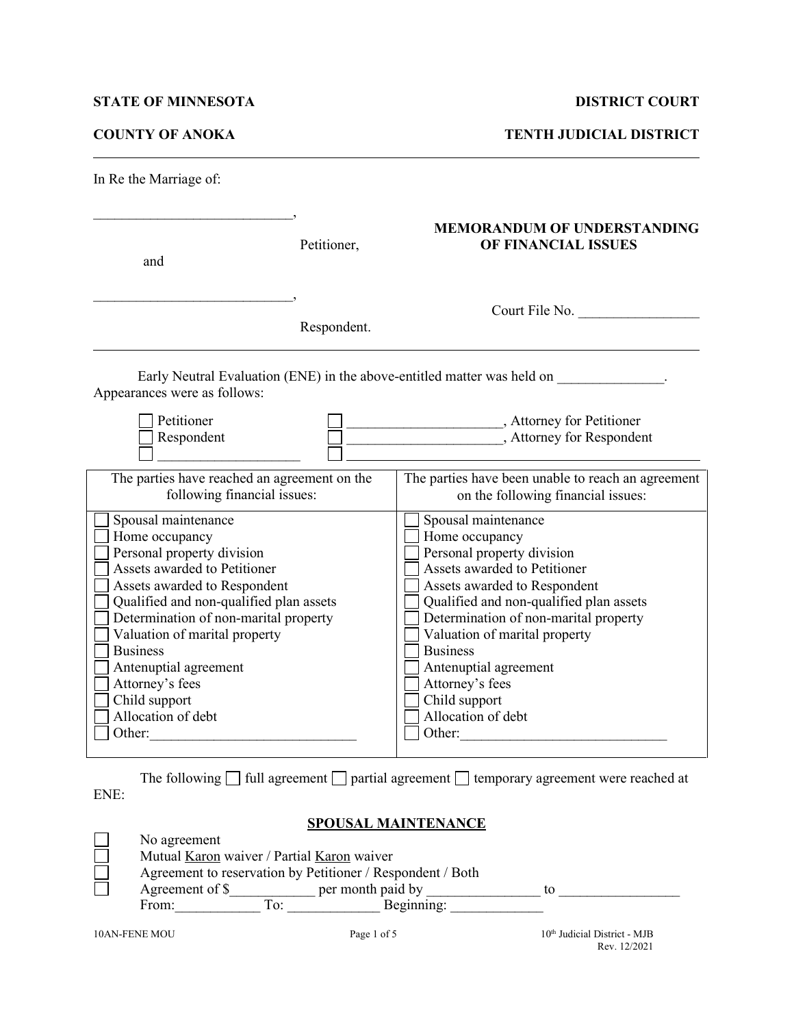**STATE OF MINNESOTA** | **DISTRICT COURT**

**COUNTY OF ANOKA** | **TENTH JUDICIAL DISTRICT**

---

In Re the Marriage of:

____________________________,

Petitioner,

and

____________________________,

Respondent.

**MEMORANDUM OF UNDERSTANDING OF FINANCIAL ISSUES**

Court File No. _________________

---

Early Neutral Evaluation (ENE) in the above-entitled matter was held on _______________. Appearances were as follows:

- ☐ Petitioner
- ☐ Respondent
- ☐ ____________________
- ☐ _____________________, Attorney for Petitioner
- ☐ _____________________, Attorney for Respondent
- ☐ ______________________________________________

| The parties have reached an agreement on the following financial issues: | The parties have been unable to reach an agreement on the following financial issues: |
|---|---|
| ☐ Spousal maintenance | ☐ Spousal maintenance |
| ☐ Home occupancy | ☐ Home occupancy |
| ☐ Personal property division | ☐ Personal property division |
| ☐ Assets awarded to Petitioner | ☐ Assets awarded to Petitioner |
| ☐ Assets awarded to Respondent | ☐ Assets awarded to Respondent |
| ☐ Qualified and non-qualified plan assets | ☐ Qualified and non-qualified plan assets |
| ☐ Determination of non-marital property | ☐ Determination of non-marital property |
| ☐ Valuation of marital property | ☐ Valuation of marital property |
| ☐ Business | ☐ Business |
| ☐ Antenuptial agreement | ☐ Antenuptial agreement |
| ☐ Attorney's fees | ☐ Attorney's fees |
| ☐ Child support | ☐ Child support |
| ☐ Allocation of debt | ☐ Allocation of debt |
| ☐ Other:_____________________________ | ☐ Other:_____________________________ |

The following ☐ full agreement ☐ partial agreement ☐ temporary agreement were reached at ENE:

## SPOUSAL MAINTENANCE

- ☐ No agreement
- ☐ Mutual Karon waiver / Partial Karon waiver
- ☐ Agreement to reservation by Petitioner / Respondent / Both
- ☐ Agreement of $____________ per month paid by ________________ to _________________
  From:____________ To: _____________ Beginning: _____________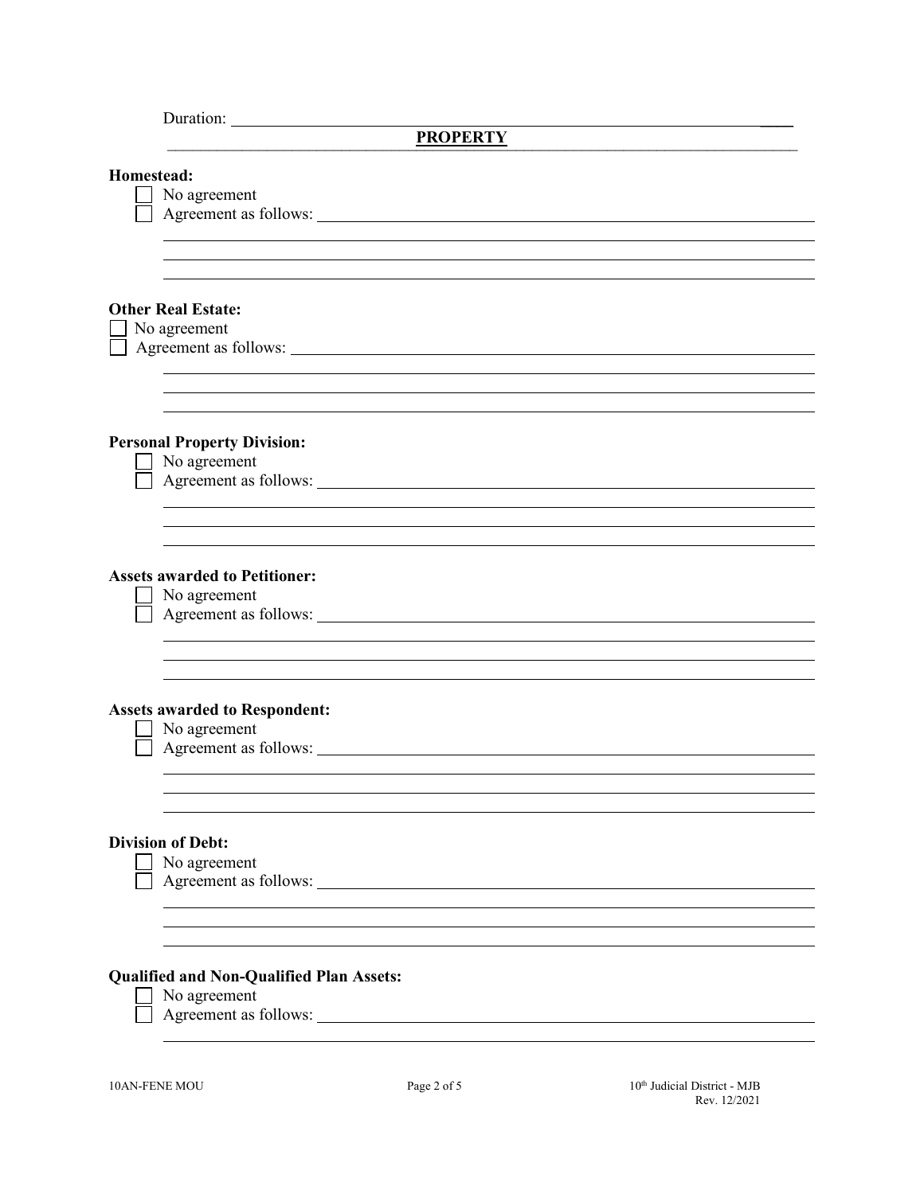Duration: ______________________________________________________________

## PROPERTY

**Homestead:**

☐ No agreement

☐ Agreement as follows: ______________________________________________

______________________________________________

______________________________________________

______________________________________________

**Other Real Estate:**

☐ No agreement

☐ Agreement as follows: ______________________________________________

______________________________________________

______________________________________________

______________________________________________

**Personal Property Division:**

☐ No agreement

☐ Agreement as follows: ______________________________________________

______________________________________________

______________________________________________

______________________________________________

**Assets awarded to Petitioner:**

☐ No agreement

☐ Agreement as follows: ______________________________________________

______________________________________________

______________________________________________

______________________________________________

**Assets awarded to Respondent:**

☐ No agreement

☐ Agreement as follows: ______________________________________________

______________________________________________

______________________________________________

______________________________________________

**Division of Debt:**

☐ No agreement

☐ Agreement as follows: ______________________________________________

______________________________________________

______________________________________________

______________________________________________

**Qualified and Non-Qualified Plan Assets:**

☐ No agreement

☐ Agreement as follows: ______________________________________________

______________________________________________

10AN-FENE MOU

10th Judicial District - MJB
Rev. 12/2021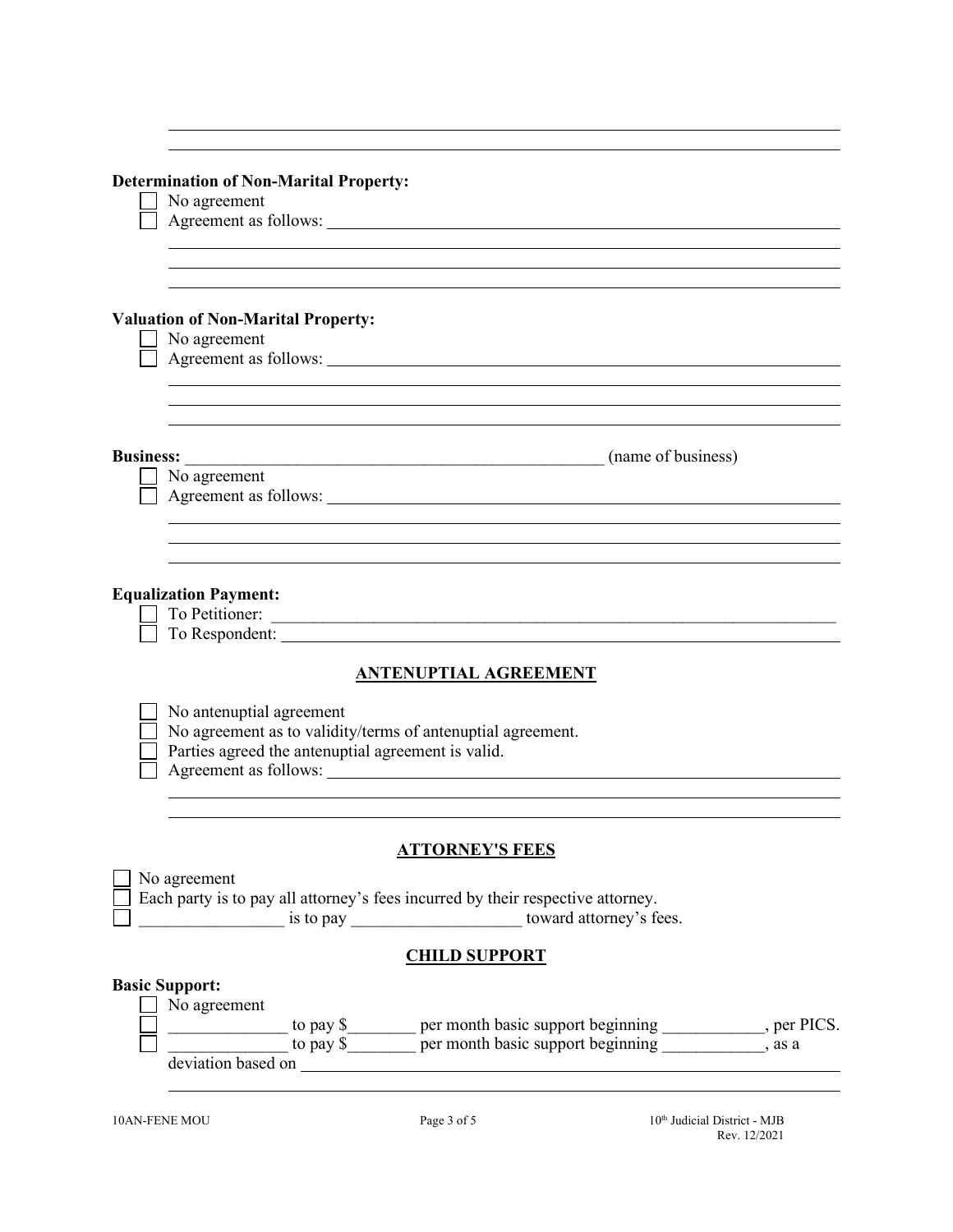______________________________________________________________________

______________________________________________________________________

**Determination of Non-Marital Property:**

☐ No agreement

☐ Agreement as follows: ______________________________________________

______________________________________________________________________

______________________________________________________________________

______________________________________________________________________

**Valuation of Non-Marital Property:**

☐ No agreement

☐ Agreement as follows: ______________________________________________

______________________________________________________________________

______________________________________________________________________

______________________________________________________________________

**Business:** ______________________________________ (name of business)

☐ No agreement

☐ Agreement as follows: ______________________________________________

______________________________________________________________________

______________________________________________________________________

______________________________________________________________________

**Equalization Payment:**

☐ To Petitioner: ____________________________________________________

☐ To Respondent: __________________________________________________

## ANTENUPTIAL AGREEMENT

☐ No antenuptial agreement

☐ No agreement as to validity/terms of antenuptial agreement.

☐ Parties agreed the antenuptial agreement is valid.

☐ Agreement as follows: ______________________________________________

______________________________________________________________________

______________________________________________________________________

## ATTORNEY'S FEES

☐ No agreement

☐ Each party is to pay all attorney's fees incurred by their respective attorney.

☐ _________________ is to pay ____________________ toward attorney's fees.

## CHILD SUPPORT

**Basic Support:**

☐ No agreement

☐ ______________ to pay $________ per month basic support beginning ____________, per PICS.

☐ ______________ to pay $________ per month basic support beginning ____________, as a deviation based on ____________________________________________________

______________________________________________________________________

10AN-FENE MOU

10th Judicial District - MJB
Rev. 12/2021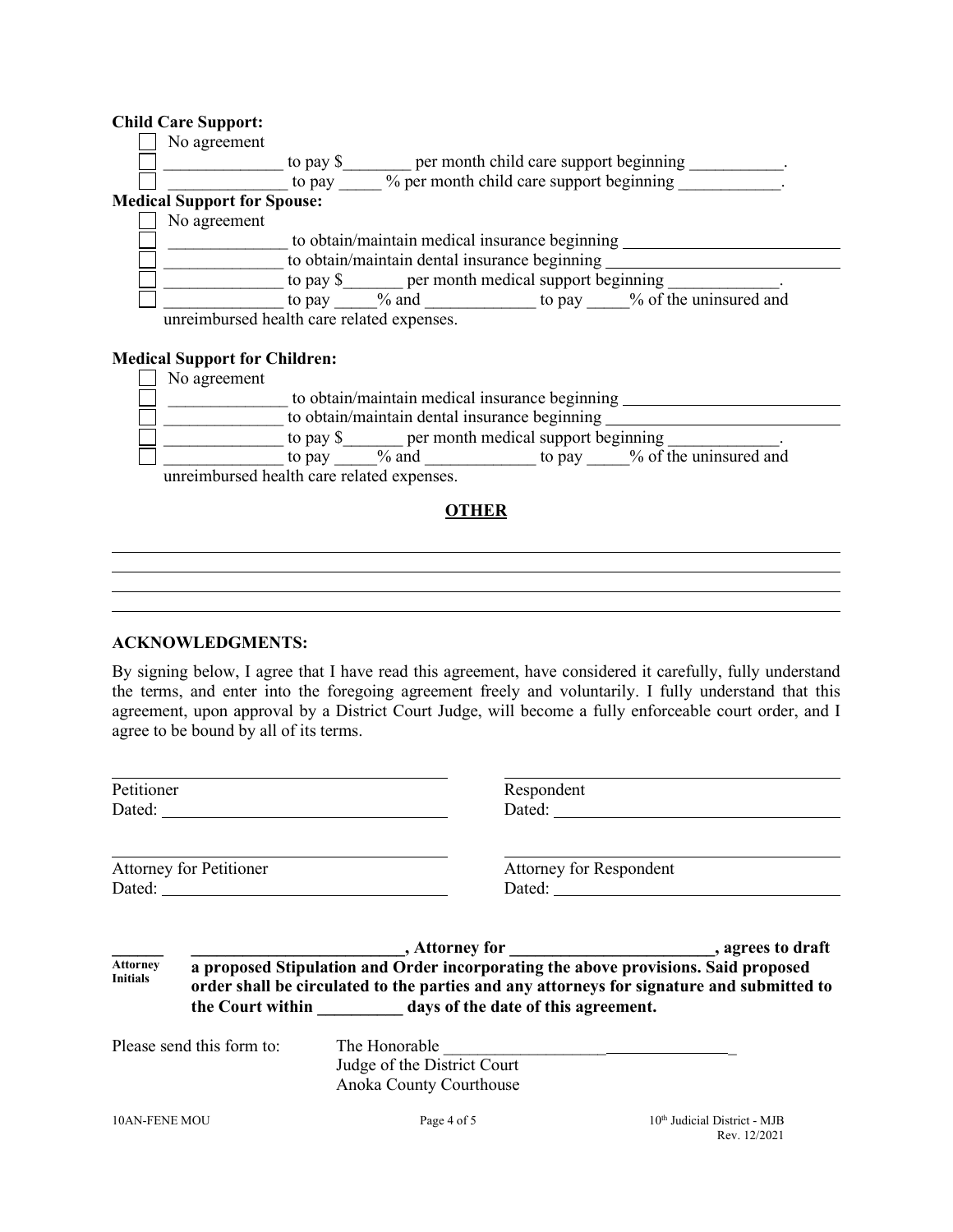**Child Care Support:**

- ☐ No agreement
- ☐ ______________ to pay $________ per month child care support beginning ___________.
- ☐ ______________ to pay _____ % per month child care support beginning ____________.

**Medical Support for Spouse:**

- ☐ No agreement
- ☐ ______________ to obtain/maintain medical insurance beginning ______________________
- ☐ ______________ to obtain/maintain dental insurance beginning ______________________
- ☐ ______________ to pay $_______ per month medical support beginning _____________.
- ☐ ______________ to pay _____% and _____________ to pay _____% of the uninsured and unreimbursed health care related expenses.

**Medical Support for Children:**

- ☐ No agreement
- ☐ ______________ to obtain/maintain medical insurance beginning ______________________
- ☐ ______________ to obtain/maintain dental insurance beginning ______________________
- ☐ ______________ to pay $_______ per month medical support beginning _____________.
- ☐ ______________ to pay _____% and _____________ to pay _____% of the uninsured and unreimbursed health care related expenses.

## OTHER

____________________________________________________________________________

____________________________________________________________________________

____________________________________________________________________________

____________________________________________________________________________

**ACKNOWLEDGMENTS:**

By signing below, I agree that I have read this agreement, have considered it carefully, fully understand the terms, and enter into the foregoing agreement freely and voluntarily. I fully understand that this agreement, upon approval by a District Court Judge, will become a fully enforceable court order, and I agree to be bound by all of its terms.

| | |
|---|---|
| ______________________________ | ______________________________ |
| Petitioner | Respondent |
| Dated: ______________________ | Dated: ______________________ |
| ______________________________ | ______________________________ |
| Attorney for Petitioner | Attorney for Respondent |
| Dated: ______________________ | Dated: ______________________ |

_______
**Attorney Initials**

**__________________________, Attorney for ________________________, agrees to draft a proposed Stipulation and Order incorporating the above provisions. Said proposed order shall be circulated to the parties and any attorneys for signature and submitted to the Court within __________ days of the date of this agreement.**

Please send this form to: The Honorable __________________________________
Judge of the District Court
Anoka County Courthouse

10AN-FENE MOU — 10th Judicial District - MJB, Rev. 12/2021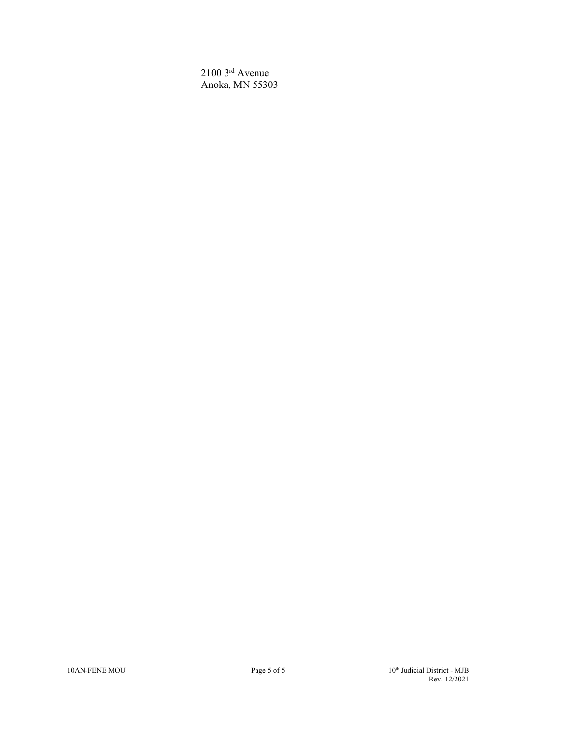2100 3rd Avenue
Anoka, MN 55303